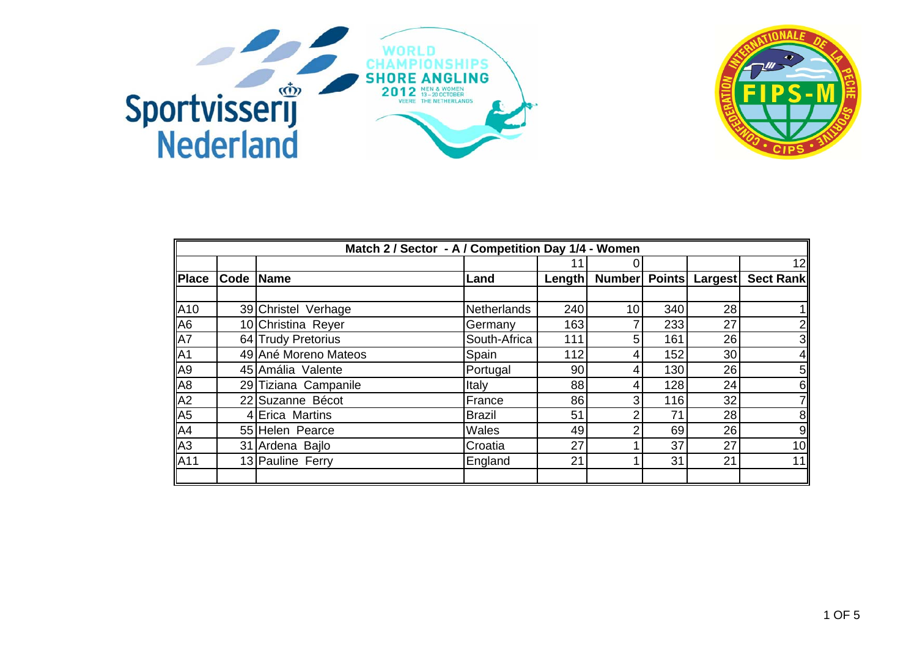Sportvisserij Nederland

WORLD CHAMPIONSHIPS SHORE ANGLING 2012 MEN & WOMEN 13 – 20 OCTOBER VEERE THE NETHERLANDS

CONFEDERATION INTERNATIONALE DE LA PECHE SPORTIVE FIPS-M CIPS

| Match 2 / Sector - A / Competition Day 1/4 - Women | | | | | | | | |
|---|---|---|---|---|---|---|---|---|
| | | | | 11 | 0 | | | 12 |
| **Place** | **Code** | **Name** | **Land** | **Length** | **Number** | **Points** | **Largest** | **Sect Rank** |
| | | | | | | | | |
| A10 | 39 | Christel Verhage | Netherlands | 240 | 10 | 340 | 28 | 1 |
| A6 | 10 | Christina Reyer | Germany | 163 | 7 | 233 | 27 | 2 |
| A7 | 64 | Trudy Pretorius | South-Africa | 111 | 5 | 161 | 26 | 3 |
| A1 | 49 | Ané Moreno Mateos | Spain | 112 | 4 | 152 | 30 | 4 |
| A9 | 45 | Amália Valente | Portugal | 90 | 4 | 130 | 26 | 5 |
| A8 | 29 | Tiziana Campanile | Italy | 88 | 4 | 128 | 24 | 6 |
| A2 | 22 | Suzanne Bécot | France | 86 | 3 | 116 | 32 | 7 |
| A5 | 4 | Erica Martins | Brazil | 51 | 2 | 71 | 28 | 8 |
| A4 | 55 | Helen Pearce | Wales | 49 | 2 | 69 | 26 | 9 |
| A3 | 31 | Ardena Bajlo | Croatia | 27 | 1 | 37 | 27 | 10 |
| A11 | 13 | Pauline Ferry | England | 21 | 1 | 31 | 21 | 11 |
| | | | | | | | | |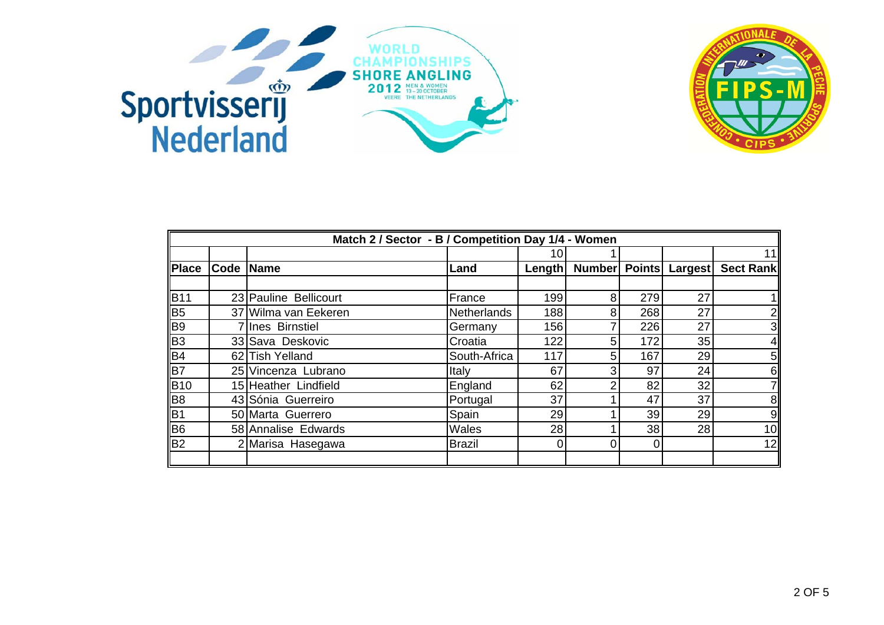| Match 2 / Sector - B / Competition Day 1/4 - Women | | | | | | | | |
|---|---|---|---|---|---|---|---|---|
| | | | | 10 | 1 | | | 11 |
| **Place** | **Code** | **Name** | **Land** | **Length** | **Number** | **Points** | **Largest** | **Sect Rank** |
| | | | | | | | | |
| B11 | 23 | Pauline Bellicourt | France | 199 | 8 | 279 | 27 | 1 |
| B5 | 37 | Wilma van Eekeren | Netherlands | 188 | 8 | 268 | 27 | 2 |
| B9 | 7 | Ines Birnstiel | Germany | 156 | 7 | 226 | 27 | 3 |
| B3 | 33 | Sava Deskovic | Croatia | 122 | 5 | 172 | 35 | 4 |
| B4 | 62 | Tish Yelland | South-Africa | 117 | 5 | 167 | 29 | 5 |
| B7 | 25 | Vincenza Lubrano | Italy | 67 | 3 | 97 | 24 | 6 |
| B10 | 15 | Heather Lindfield | England | 62 | 2 | 82 | 32 | 7 |
| B8 | 43 | Sónia Guerreiro | Portugal | 37 | 1 | 47 | 37 | 8 |
| B1 | 50 | Marta Guerrero | Spain | 29 | 1 | 39 | 29 | 9 |
| B6 | 58 | Annalise Edwards | Wales | 28 | 1 | 38 | 28 | 10 |
| B2 | 2 | Marisa Hasegawa | Brazil | 0 | 0 | 0 | | 12 |
| | | | | | | | | |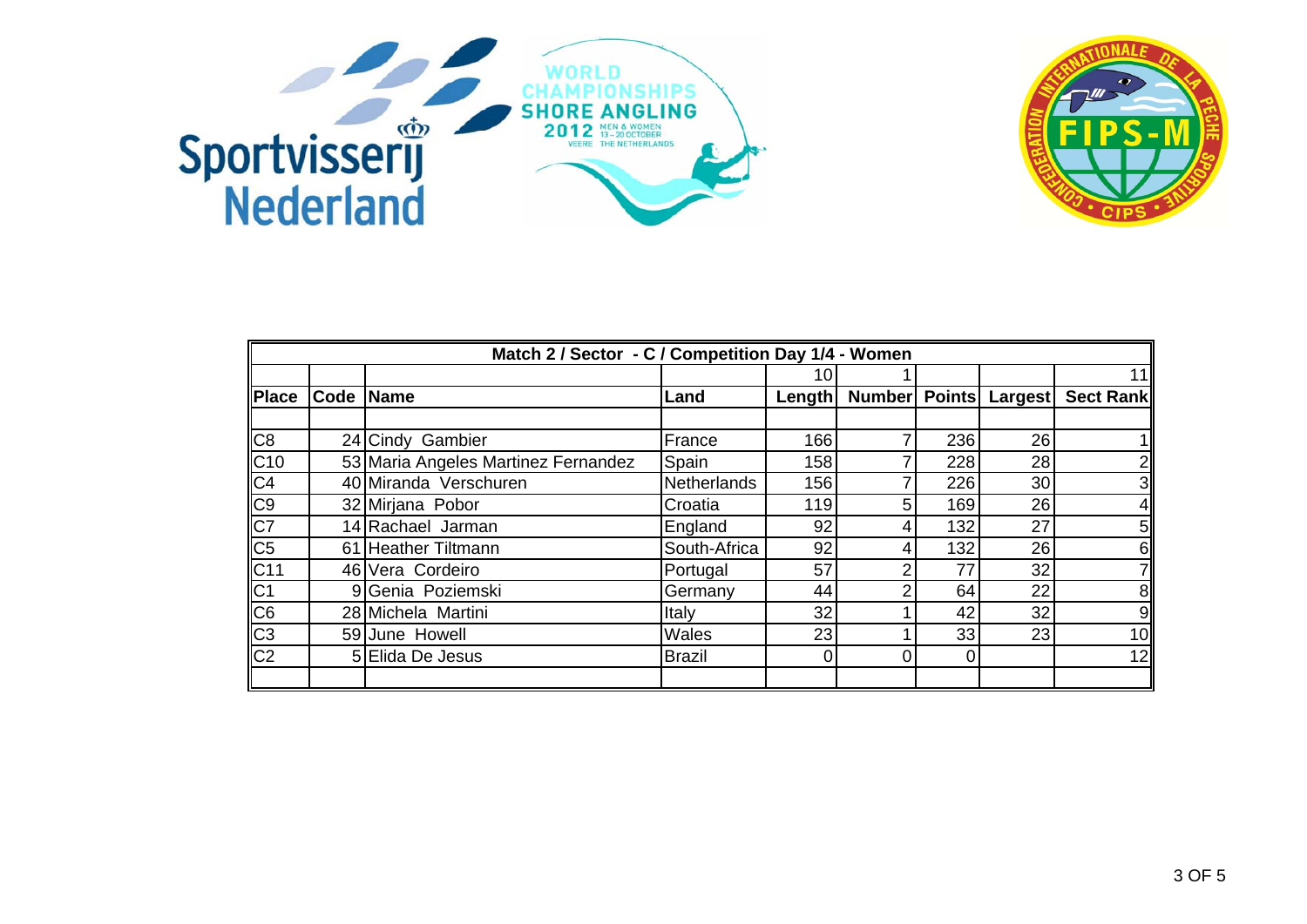Sportvisserij Nederland

WORLD CHAMPIONSHIPS SHORE ANGLING 2012 MEN & WOMEN 13 – 20 OCTOBER VEERE THE NETHERLANDS

CONFEDERATION INTERNATIONALE DE LA PECHE SPORTIVE FIPS-M CIPS

| Match 2 / Sector - C / Competition Day 1/4 - Women | | | | | | | | |
|---|---|---|---|---|---|---|---|---|
| | | | | 10 | 1 | | | 11 |
| **Place** | **Code** | **Name** | **Land** | **Length** | **Number** | **Points** | **Largest** | **Sect Rank** |
| | | | | | | | | |
| C8 | 24 | Cindy Gambier | France | 166 | 7 | 236 | 26 | 1 |
| C10 | 53 | Maria Angeles Martinez Fernandez | Spain | 158 | 7 | 228 | 28 | 2 |
| C4 | 40 | Miranda Verschuren | Netherlands | 156 | 7 | 226 | 30 | 3 |
| C9 | 32 | Mirjana Pobor | Croatia | 119 | 5 | 169 | 26 | 4 |
| C7 | 14 | Rachael Jarman | England | 92 | 4 | 132 | 27 | 5 |
| C5 | 61 | Heather Tiltmann | South-Africa | 92 | 4 | 132 | 26 | 6 |
| C11 | 46 | Vera Cordeiro | Portugal | 57 | 2 | 77 | 32 | 7 |
| C1 | 9 | Genia Poziemski | Germany | 44 | 2 | 64 | 22 | 8 |
| C6 | 28 | Michela Martini | Italy | 32 | 1 | 42 | 32 | 9 |
| C3 | 59 | June Howell | Wales | 23 | 1 | 33 | 23 | 10 |
| C2 | 5 | Elida De Jesus | Brazil | 0 | 0 | 0 | | 12 |
| | | | | | | | | |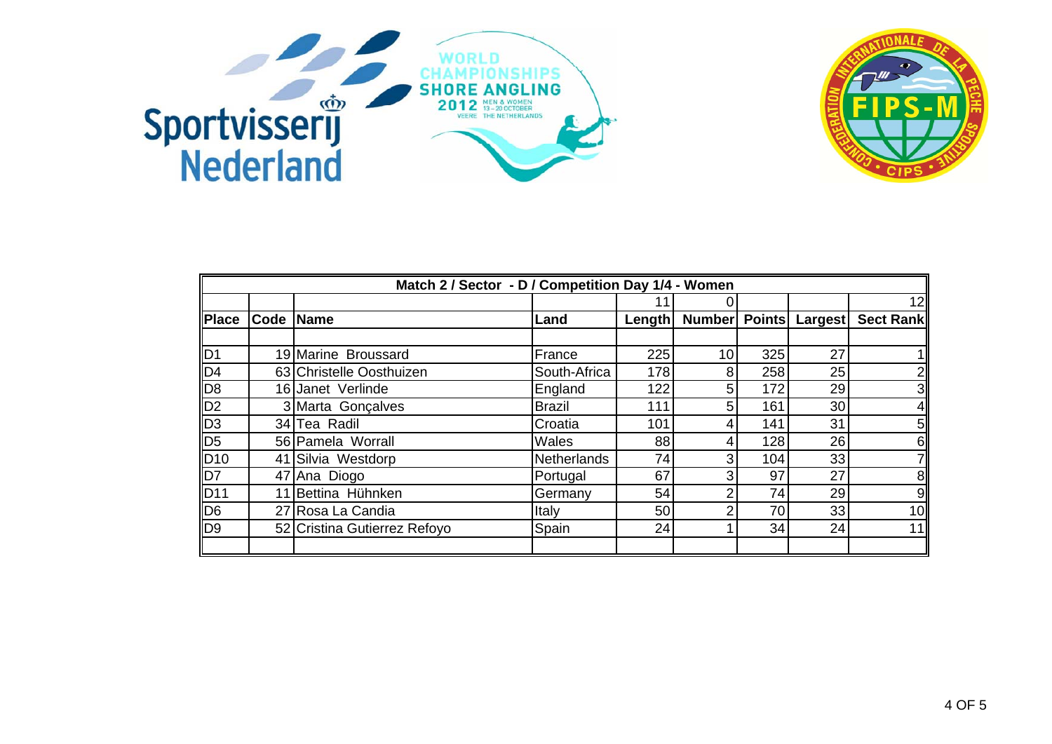Sportvisserij Nederland

WORLD CHAMPIONSHIPS SHORE ANGLING 2012 MEN & WOMEN 13 – 20 OCTOBER VEERE THE NETHERLANDS

CONFEDERATION INTERNATIONALE DE LA PECHE SPORTIVE • CIPS • FIPS-M

| Match 2 / Sector - D / Competition Day 1/4 - Women | | | | | | | | |
|---|---|---|---|---|---|---|---|---|
| | | | | 11 | 0 | | | 12 |
| **Place** | **Code** | **Name** | **Land** | **Length** | **Number** | **Points** | **Largest** | **Sect Rank** |
| | | | | | | | | |
| D1 | 19 | Marine Broussard | France | 225 | 10 | 325 | 27 | 1 |
| D4 | 63 | Christelle Oosthuizen | South-Africa | 178 | 8 | 258 | 25 | 2 |
| D8 | 16 | Janet Verlinde | England | 122 | 5 | 172 | 29 | 3 |
| D2 | 3 | Marta Gonçalves | Brazil | 111 | 5 | 161 | 30 | 4 |
| D3 | 34 | Tea Radil | Croatia | 101 | 4 | 141 | 31 | 5 |
| D5 | 56 | Pamela Worrall | Wales | 88 | 4 | 128 | 26 | 6 |
| D10 | 41 | Silvia Westdorp | Netherlands | 74 | 3 | 104 | 33 | 7 |
| D7 | 47 | Ana Diogo | Portugal | 67 | 3 | 97 | 27 | 8 |
| D11 | 11 | Bettina Hühnken | Germany | 54 | 2 | 74 | 29 | 9 |
| D6 | 27 | Rosa La Candia | Italy | 50 | 2 | 70 | 33 | 10 |
| D9 | 52 | Cristina Gutierrez Refoyo | Spain | 24 | 1 | 34 | 24 | 11 |
| | | | | | | | | |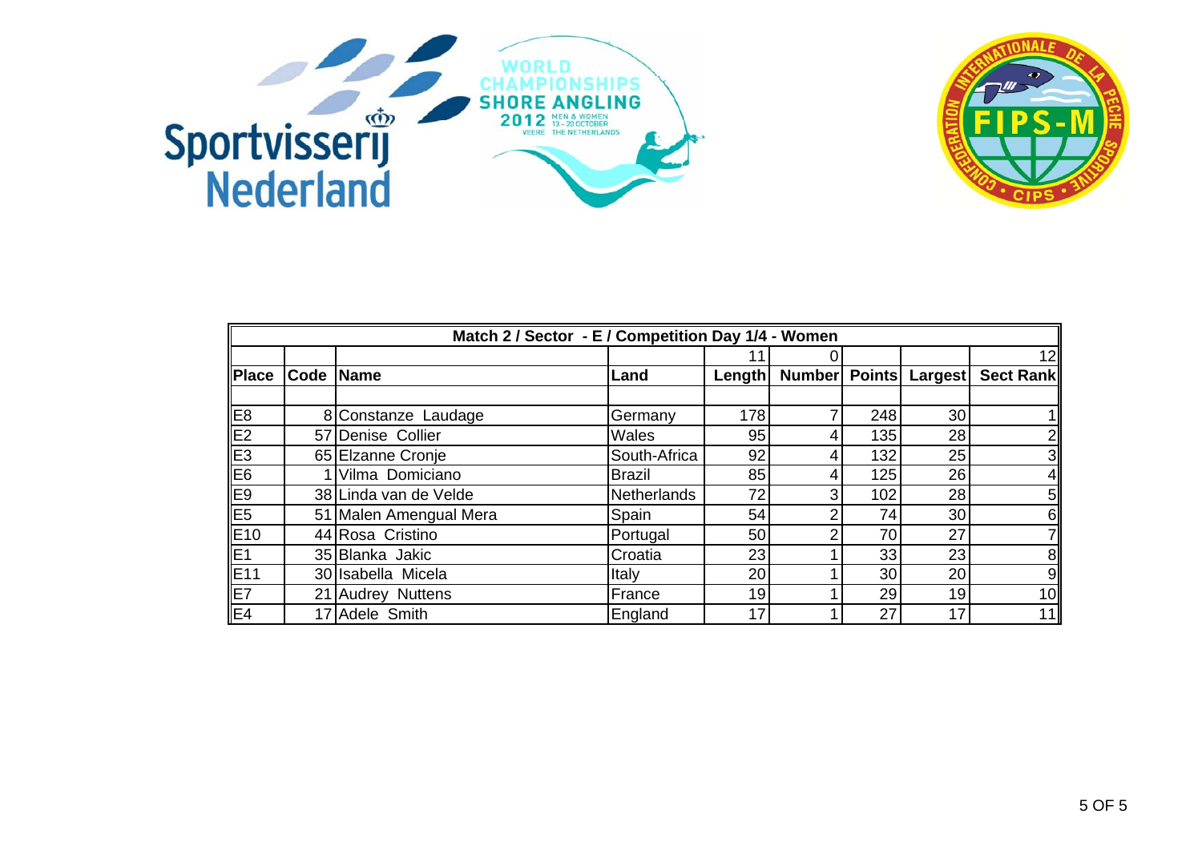Sportvisserij Nederland

WORLD CHAMPIONSHIPS SHORE ANGLING 2012 MEN & WOMEN 13 – 20 OCTOBER VEERE THE NETHERLANDS

CONFEDERATION INTERNATIONALE DE LA PECHE SPORTIVE FIPS-M CIPS

| Match 2 / Sector - E / Competition Day 1/4 - Women | | | | | | | | |
|---|---|---|---|---|---|---|---|---|
| | | | | 11 | 0 | | | 12 |
| **Place** | **Code** | **Name** | **Land** | **Length** | **Number** | **Points** | **Largest** | **Sect Rank** |
| E8 | 8 | Constanze Laudage | Germany | 178 | 7 | 248 | 30 | 1 |
| E2 | 57 | Denise Collier | Wales | 95 | 4 | 135 | 28 | 2 |
| E3 | 65 | Elzanne Cronje | South-Africa | 92 | 4 | 132 | 25 | 3 |
| E6 | 1 | Vilma Domiciano | Brazil | 85 | 4 | 125 | 26 | 4 |
| E9 | 38 | Linda van de Velde | Netherlands | 72 | 3 | 102 | 28 | 5 |
| E5 | 51 | Malen Amengual Mera | Spain | 54 | 2 | 74 | 30 | 6 |
| E10 | 44 | Rosa Cristino | Portugal | 50 | 2 | 70 | 27 | 7 |
| E1 | 35 | Blanka Jakic | Croatia | 23 | 1 | 33 | 23 | 8 |
| E11 | 30 | Isabella Micela | Italy | 20 | 1 | 30 | 20 | 9 |
| E7 | 21 | Audrey Nuttens | France | 19 | 1 | 29 | 19 | 10 |
| E4 | 17 | Adele Smith | England | 17 | 1 | 27 | 17 | 11 |